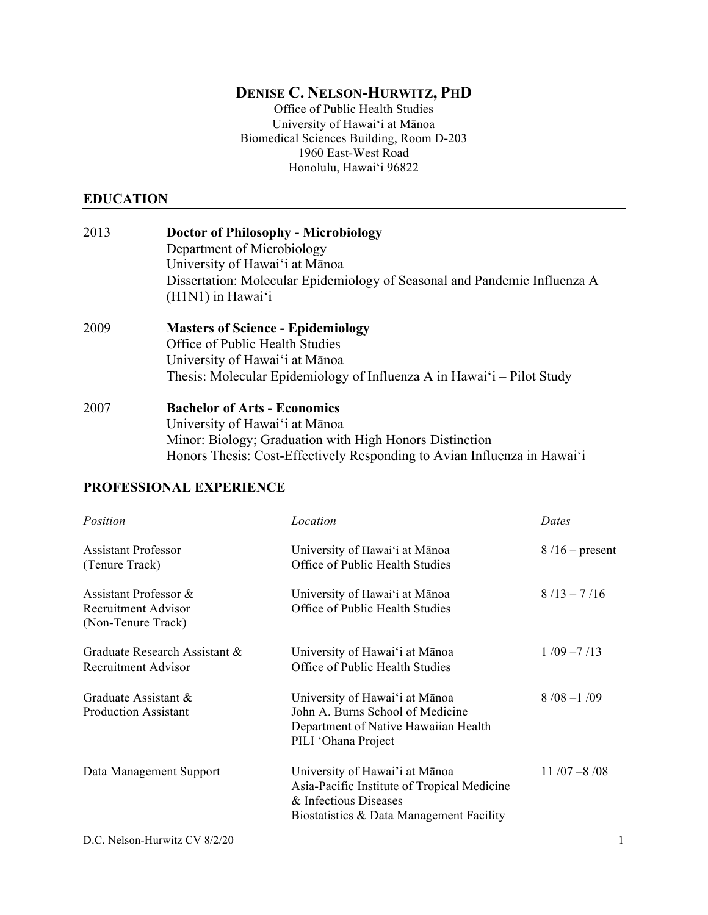# DENISE C. NELSON-HURWITZ, PHD

Office of Public Health Studies
University of Hawaiʻi at Mānoa
Biomedical Sciences Building, Room D-203
1960 East-West Road
Honolulu, Hawaiʻi 96822

## EDUCATION

2013 **Doctor of Philosophy - Microbiology**
Department of Microbiology
University of Hawaiʻi at Mānoa
Dissertation: Molecular Epidemiology of Seasonal and Pandemic Influenza A (H1N1) in Hawaiʻi

2009 **Masters of Science - Epidemiology**
Office of Public Health Studies
University of Hawaiʻi at Mānoa
Thesis: Molecular Epidemiology of Influenza A in Hawaiʻi – Pilot Study

2007 **Bachelor of Arts - Economics**
University of Hawaiʻi at Mānoa
Minor: Biology; Graduation with High Honors Distinction
Honors Thesis: Cost-Effectively Responding to Avian Influenza in Hawaiʻi

## PROFESSIONAL EXPERIENCE

| *Position* | *Location* | *Dates* |
|---|---|---|
| Assistant Professor (Tenure Track) | University of Hawaiʻi at Mānoa Office of Public Health Studies | 8 /16 – present |
| Assistant Professor & Recruitment Advisor (Non-Tenure Track) | University of Hawaiʻi at Mānoa Office of Public Health Studies | 8 /13 – 7 /16 |
| Graduate Research Assistant & Recruitment Advisor | University of Hawaiʻi at Mānoa Office of Public Health Studies | 1 /09 –7 /13 |
| Graduate Assistant & Production Assistant | University of Hawaiʻi at Mānoa John A. Burns School of Medicine Department of Native Hawaiian Health PILI ʻOhana Project | 8 /08 –1 /09 |
| Data Management Support | University of Hawai'i at Mānoa Asia-Pacific Institute of Tropical Medicine & Infectious Diseases Biostatistics & Data Management Facility | 11 /07 –8 /08 |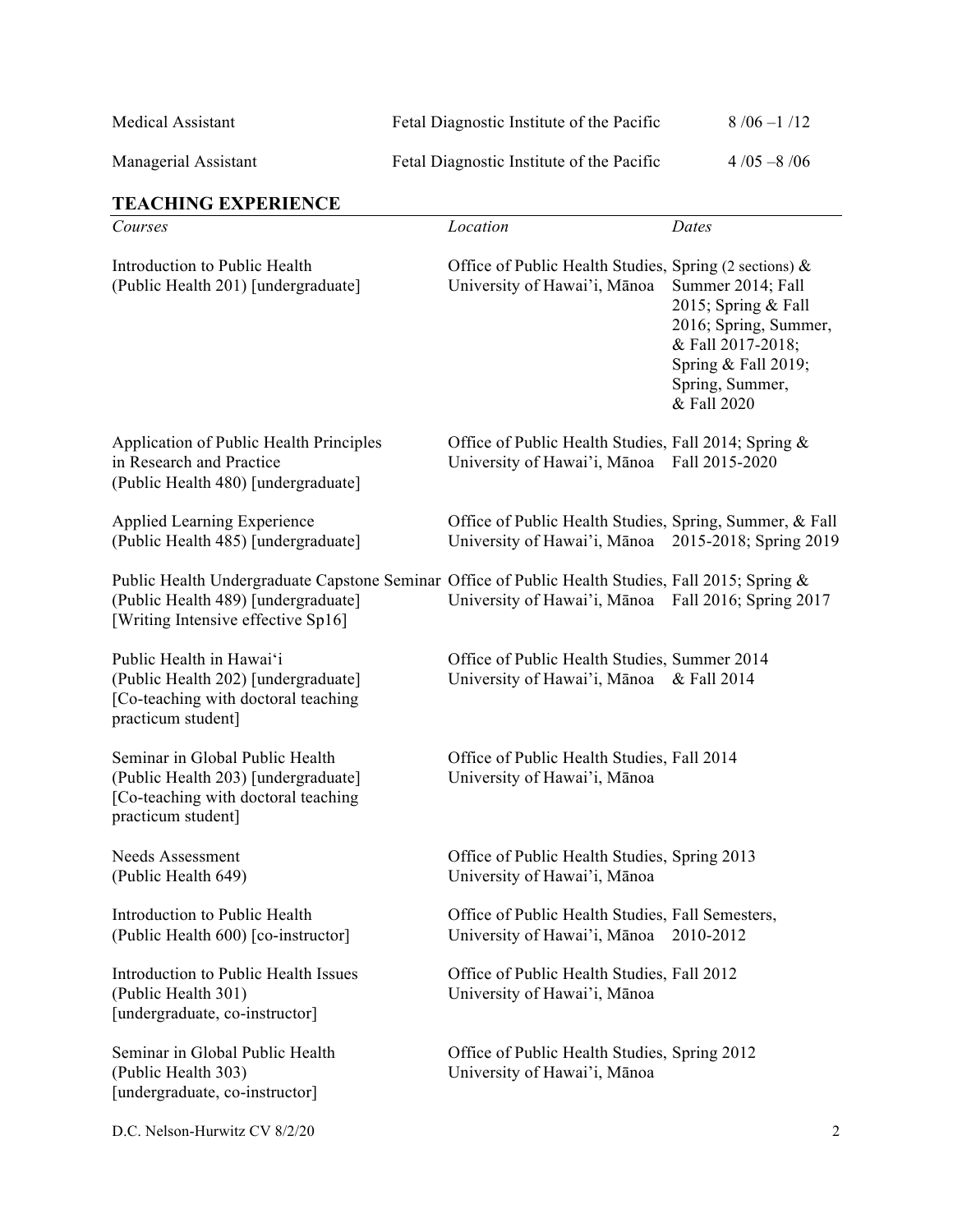| | | |
|---|---|---|
| Medical Assistant | Fetal Diagnostic Institute of the Pacific | 8 /06 –1 /12 |
| Managerial Assistant | Fetal Diagnostic Institute of the Pacific | 4 /05 –8 /06 |

## TEACHING EXPERIENCE

| *Courses* | *Location* | *Dates* |
|---|---|---|
| Introduction to Public Health (Public Health 201) [undergraduate] | Office of Public Health Studies, University of Hawai'i, Mānoa | Spring (2 sections) & Summer 2014; Fall 2015; Spring & Fall 2016; Spring, Summer, & Fall 2017-2018; Spring & Fall 2019; Spring, Summer, & Fall 2020 |
| Application of Public Health Principles in Research and Practice (Public Health 480) [undergraduate] | Office of Public Health Studies, University of Hawai'i, Mānoa | Fall 2014; Spring & Fall 2015-2020 |
| Applied Learning Experience (Public Health 485) [undergraduate] | Office of Public Health Studies, University of Hawai'i, Mānoa | Spring, Summer, & Fall 2015-2018; Spring 2019 |
| Public Health Undergraduate Capstone Seminar (Public Health 489) [undergraduate] [Writing Intensive effective Sp16] | Office of Public Health Studies, University of Hawai'i, Mānoa | Fall 2015; Spring & Fall 2016; Spring 2017 |
| Public Health in Hawai'i (Public Health 202) [undergraduate] [Co-teaching with doctoral teaching practicum student] | Office of Public Health Studies, University of Hawai'i, Mānoa | Summer 2014 & Fall 2014 |
| Seminar in Global Public Health (Public Health 203) [undergraduate] [Co-teaching with doctoral teaching practicum student] | Office of Public Health Studies, University of Hawai'i, Mānoa | Fall 2014 |
| Needs Assessment (Public Health 649) | Office of Public Health Studies, University of Hawai'i, Mānoa | Spring 2013 |
| Introduction to Public Health (Public Health 600) [co-instructor] | Office of Public Health Studies, University of Hawai'i, Mānoa | Fall Semesters, 2010-2012 |
| Introduction to Public Health Issues (Public Health 301) [undergraduate, co-instructor] | Office of Public Health Studies, University of Hawai'i, Mānoa | Fall 2012 |
| Seminar in Global Public Health (Public Health 303) [undergraduate, co-instructor] | Office of Public Health Studies, University of Hawai'i, Mānoa | Spring 2012 |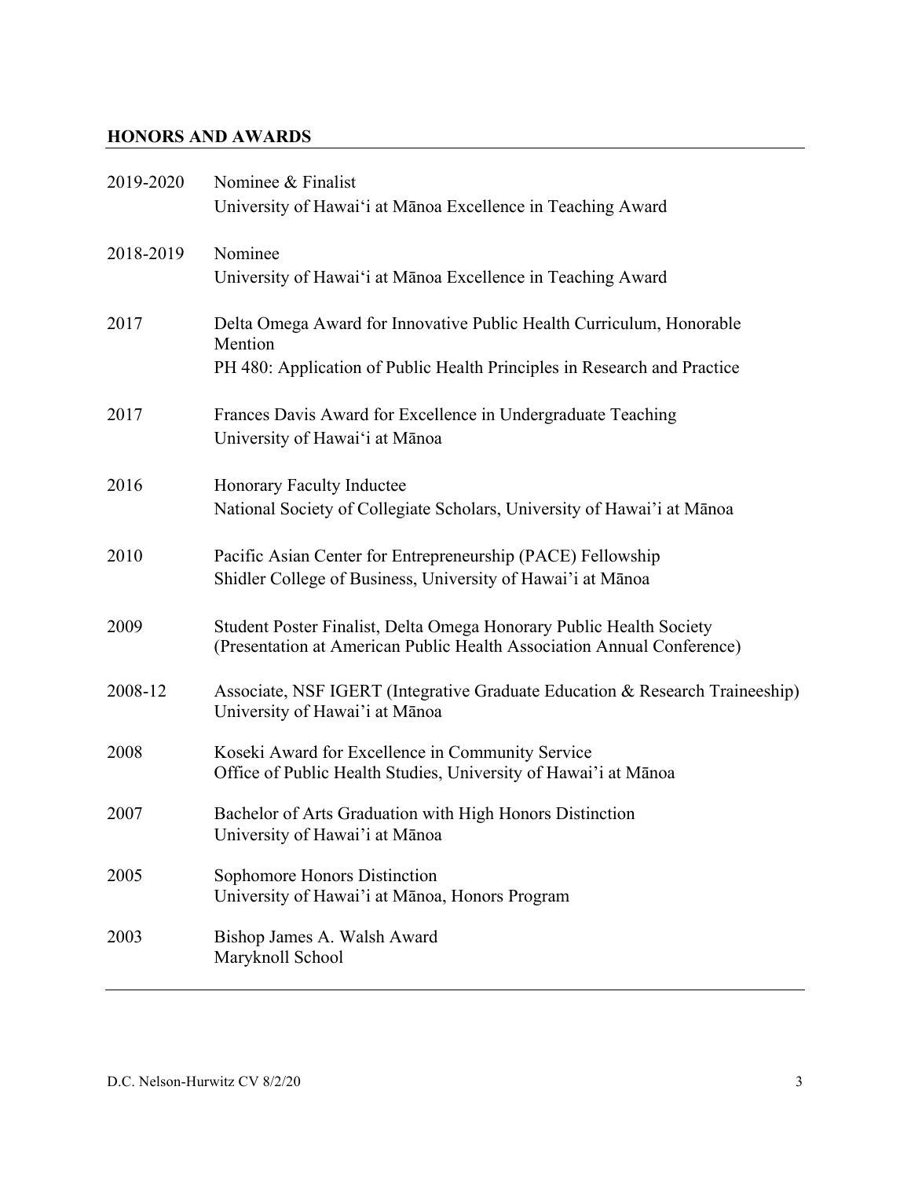## HONORS AND AWARDS

| | |
|---|---|
| 2019-2020 | Nominee & Finalist<br>University of Hawai'i at Mānoa Excellence in Teaching Award |
| 2018-2019 | Nominee<br>University of Hawai'i at Mānoa Excellence in Teaching Award |
| 2017 | Delta Omega Award for Innovative Public Health Curriculum, Honorable Mention<br>PH 480: Application of Public Health Principles in Research and Practice |
| 2017 | Frances Davis Award for Excellence in Undergraduate Teaching<br>University of Hawai'i at Mānoa |
| 2016 | Honorary Faculty Inductee<br>National Society of Collegiate Scholars, University of Hawai'i at Mānoa |
| 2010 | Pacific Asian Center for Entrepreneurship (PACE) Fellowship<br>Shidler College of Business, University of Hawai'i at Mānoa |
| 2009 | Student Poster Finalist, Delta Omega Honorary Public Health Society<br>(Presentation at American Public Health Association Annual Conference) |
| 2008-12 | Associate, NSF IGERT (Integrative Graduate Education & Research Traineeship)<br>University of Hawai'i at Mānoa |
| 2008 | Koseki Award for Excellence in Community Service<br>Office of Public Health Studies, University of Hawai'i at Mānoa |
| 2007 | Bachelor of Arts Graduation with High Honors Distinction<br>University of Hawai'i at Mānoa |
| 2005 | Sophomore Honors Distinction<br>University of Hawai'i at Mānoa, Honors Program |
| 2003 | Bishop James A. Walsh Award<br>Maryknoll School |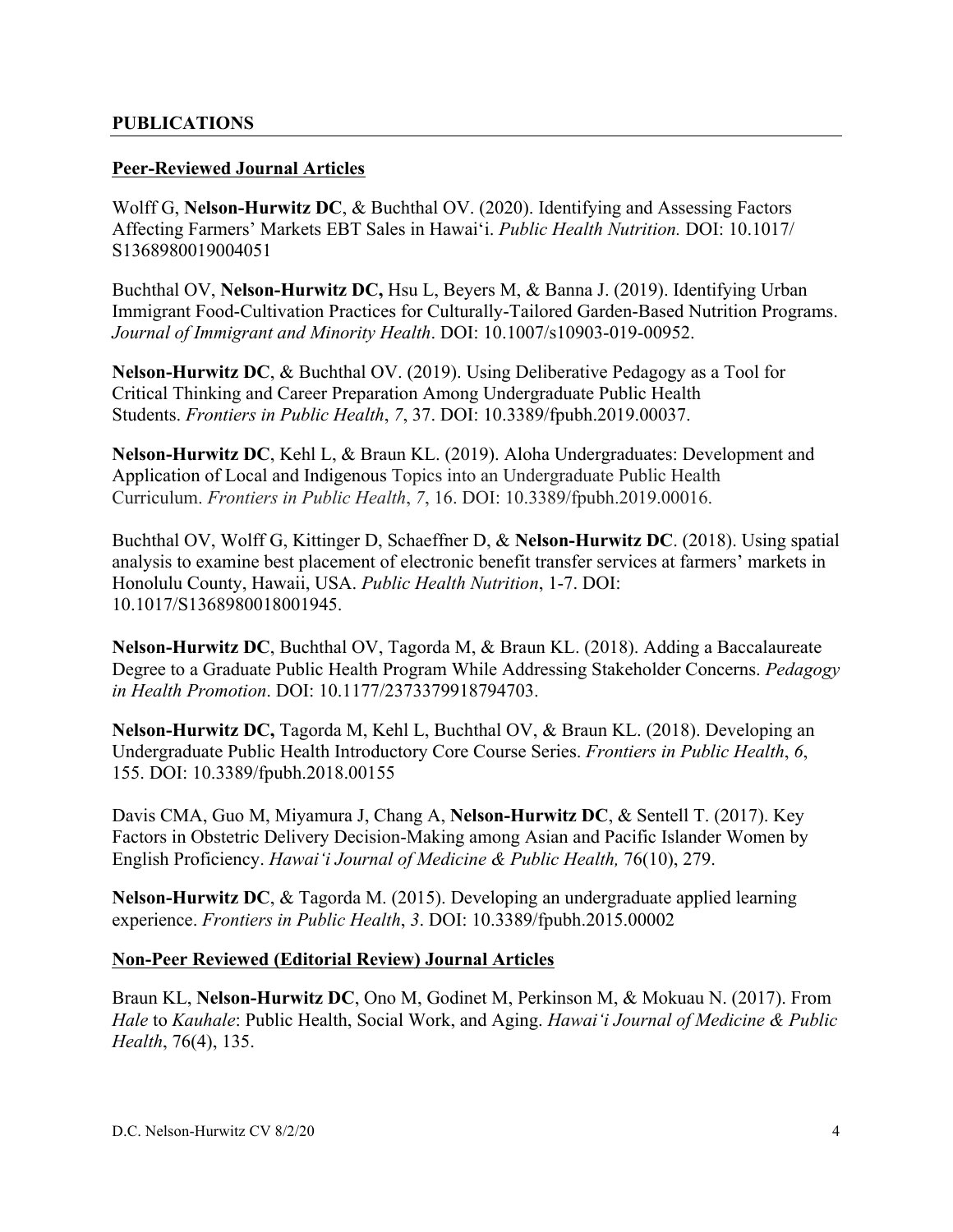## PUBLICATIONS

### Peer-Reviewed Journal Articles

Wolff G, **Nelson-Hurwitz DC**, & Buchthal OV. (2020). Identifying and Assessing Factors Affecting Farmers' Markets EBT Sales in Hawaiʻi. *Public Health Nutrition.* DOI: 10.1017/ S1368980019004051

Buchthal OV, **Nelson-Hurwitz DC,** Hsu L, Beyers M, & Banna J. (2019). Identifying Urban Immigrant Food-Cultivation Practices for Culturally-Tailored Garden-Based Nutrition Programs. *Journal of Immigrant and Minority Health*. DOI: 10.1007/s10903-019-00952.

**Nelson-Hurwitz DC**, & Buchthal OV. (2019). Using Deliberative Pedagogy as a Tool for Critical Thinking and Career Preparation Among Undergraduate Public Health Students. *Frontiers in Public Health*, *7*, 37. DOI: 10.3389/fpubh.2019.00037.

**Nelson-Hurwitz DC**, Kehl L, & Braun KL. (2019). Aloha Undergraduates: Development and Application of Local and Indigenous Topics into an Undergraduate Public Health Curriculum. *Frontiers in Public Health*, *7*, 16. DOI: 10.3389/fpubh.2019.00016.

Buchthal OV, Wolff G, Kittinger D, Schaeffner D, & **Nelson-Hurwitz DC**. (2018). Using spatial analysis to examine best placement of electronic benefit transfer services at farmers' markets in Honolulu County, Hawaii, USA. *Public Health Nutrition*, 1-7. DOI: 10.1017/S1368980018001945.

**Nelson-Hurwitz DC**, Buchthal OV, Tagorda M, & Braun KL. (2018). Adding a Baccalaureate Degree to a Graduate Public Health Program While Addressing Stakeholder Concerns. *Pedagogy in Health Promotion*. DOI: 10.1177/2373379918794703.

**Nelson-Hurwitz DC,** Tagorda M, Kehl L, Buchthal OV, & Braun KL. (2018). Developing an Undergraduate Public Health Introductory Core Course Series. *Frontiers in Public Health*, *6*, 155. DOI: 10.3389/fpubh.2018.00155

Davis CMA, Guo M, Miyamura J, Chang A, **Nelson-Hurwitz DC**, & Sentell T. (2017). Key Factors in Obstetric Delivery Decision-Making among Asian and Pacific Islander Women by English Proficiency. *Hawaiʻi Journal of Medicine & Public Health,* 76(10), 279.

**Nelson-Hurwitz DC**, & Tagorda M. (2015). Developing an undergraduate applied learning experience. *Frontiers in Public Health*, *3*. DOI: 10.3389/fpubh.2015.00002

### Non-Peer Reviewed (Editorial Review) Journal Articles

Braun KL, **Nelson-Hurwitz DC**, Ono M, Godinet M, Perkinson M, & Mokuau N. (2017). From *Hale* to *Kauhale*: Public Health, Social Work, and Aging. *Hawaiʻi Journal of Medicine & Public Health*, 76(4), 135.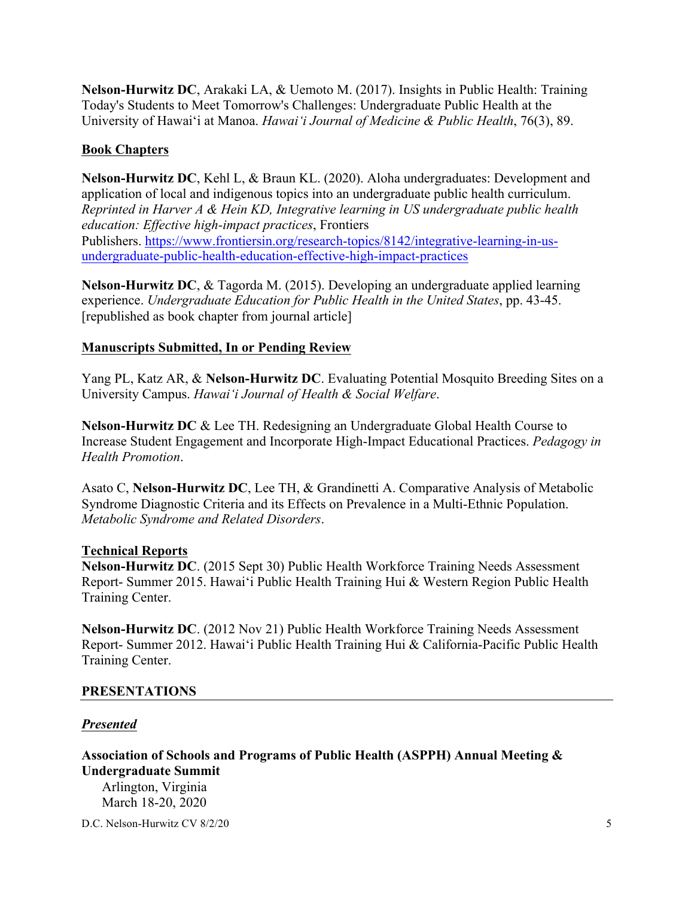**Nelson-Hurwitz DC**, Arakaki LA, & Uemoto M. (2017). Insights in Public Health: Training Today's Students to Meet Tomorrow's Challenges: Undergraduate Public Health at the University of Hawai'i at Manoa. *Hawai'i Journal of Medicine & Public Health*, 76(3), 89.

**Book Chapters**

**Nelson-Hurwitz DC**, Kehl L, & Braun KL. (2020). Aloha undergraduates: Development and application of local and indigenous topics into an undergraduate public health curriculum. *Reprinted in Harver A & Hein KD, Integrative learning in US undergraduate public health education: Effective high-impact practices*, Frontiers Publishers. https://www.frontiersin.org/research-topics/8142/integrative-learning-in-us-undergraduate-public-health-education-effective-high-impact-practices

**Nelson-Hurwitz DC**, & Tagorda M. (2015). Developing an undergraduate applied learning experience. *Undergraduate Education for Public Health in the United States*, pp. 43-45. [republished as book chapter from journal article]

**Manuscripts Submitted, In or Pending Review**

Yang PL, Katz AR, & **Nelson-Hurwitz DC**. Evaluating Potential Mosquito Breeding Sites on a University Campus. *Hawai'i Journal of Health & Social Welfare*.

**Nelson-Hurwitz DC** & Lee TH. Redesigning an Undergraduate Global Health Course to Increase Student Engagement and Incorporate High-Impact Educational Practices. *Pedagogy in Health Promotion*.

Asato C, **Nelson-Hurwitz DC**, Lee TH, & Grandinetti A. Comparative Analysis of Metabolic Syndrome Diagnostic Criteria and its Effects on Prevalence in a Multi-Ethnic Population. *Metabolic Syndrome and Related Disorders*.

**Technical Reports**

**Nelson-Hurwitz DC**. (2015 Sept 30) Public Health Workforce Training Needs Assessment Report- Summer 2015. Hawai'i Public Health Training Hui & Western Region Public Health Training Center.

**Nelson-Hurwitz DC**. (2012 Nov 21) Public Health Workforce Training Needs Assessment Report- Summer 2012. Hawai'i Public Health Training Hui & California-Pacific Public Health Training Center.

## PRESENTATIONS

***Presented***

**Association of Schools and Programs of Public Health (ASPPH) Annual Meeting & Undergraduate Summit**

Arlington, Virginia
March 18-20, 2020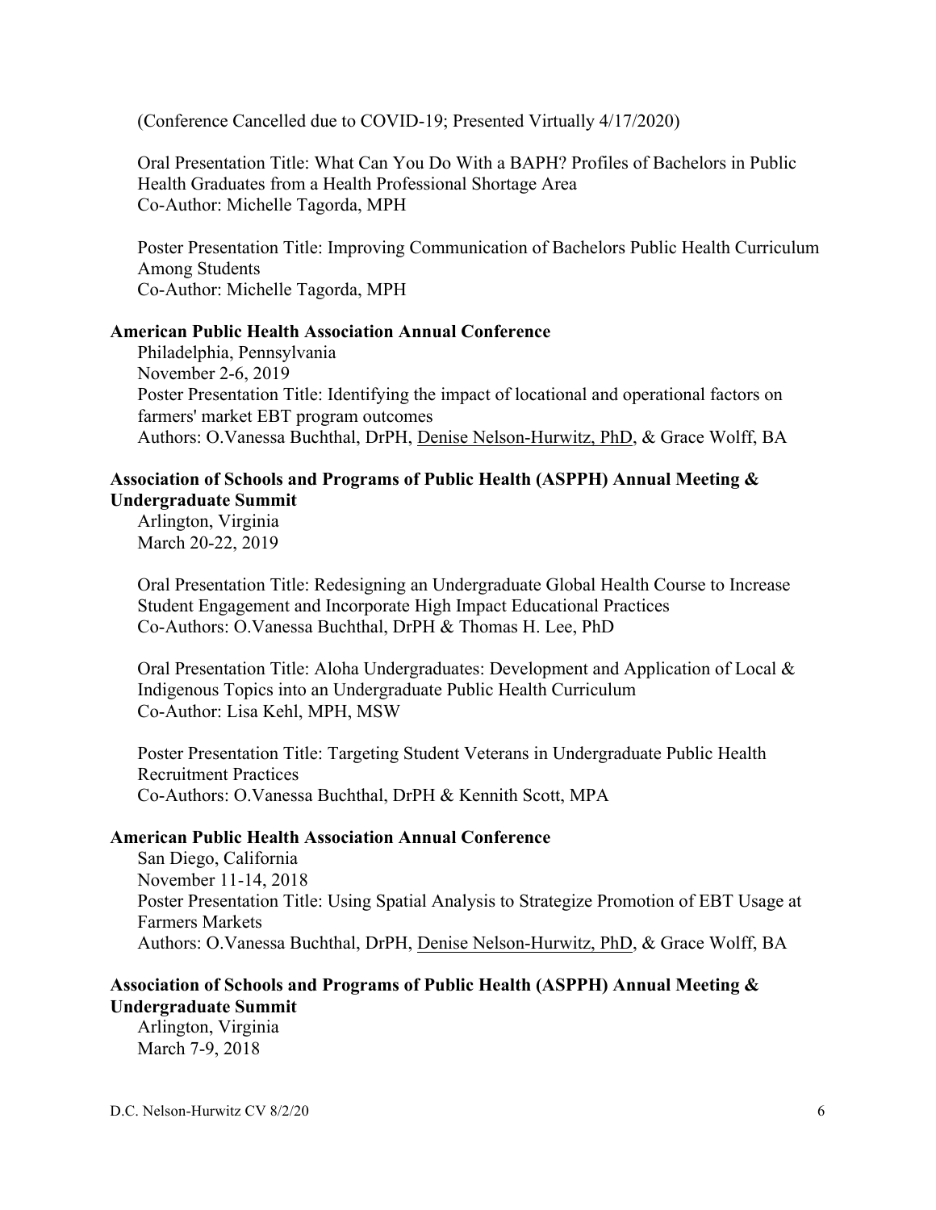(Conference Cancelled due to COVID-19; Presented Virtually 4/17/2020)

Oral Presentation Title: What Can You Do With a BAPH? Profiles of Bachelors in Public Health Graduates from a Health Professional Shortage Area
Co-Author: Michelle Tagorda, MPH

Poster Presentation Title: Improving Communication of Bachelors Public Health Curriculum Among Students
Co-Author: Michelle Tagorda, MPH

**American Public Health Association Annual Conference**
Philadelphia, Pennsylvania
November 2-6, 2019
Poster Presentation Title: Identifying the impact of locational and operational factors on farmers' market EBT program outcomes
Authors: O.Vanessa Buchthal, DrPH, Denise Nelson-Hurwitz, PhD, & Grace Wolff, BA

**Association of Schools and Programs of Public Health (ASPPH) Annual Meeting & Undergraduate Summit**
Arlington, Virginia
March 20-22, 2019

Oral Presentation Title: Redesigning an Undergraduate Global Health Course to Increase Student Engagement and Incorporate High Impact Educational Practices
Co-Authors: O.Vanessa Buchthal, DrPH & Thomas H. Lee, PhD

Oral Presentation Title: Aloha Undergraduates: Development and Application of Local & Indigenous Topics into an Undergraduate Public Health Curriculum
Co-Author: Lisa Kehl, MPH, MSW

Poster Presentation Title: Targeting Student Veterans in Undergraduate Public Health Recruitment Practices
Co-Authors: O.Vanessa Buchthal, DrPH & Kennith Scott, MPA

**American Public Health Association Annual Conference**
San Diego, California
November 11-14, 2018
Poster Presentation Title: Using Spatial Analysis to Strategize Promotion of EBT Usage at Farmers Markets
Authors: O.Vanessa Buchthal, DrPH, Denise Nelson-Hurwitz, PhD, & Grace Wolff, BA

**Association of Schools and Programs of Public Health (ASPPH) Annual Meeting & Undergraduate Summit**
Arlington, Virginia
March 7-9, 2018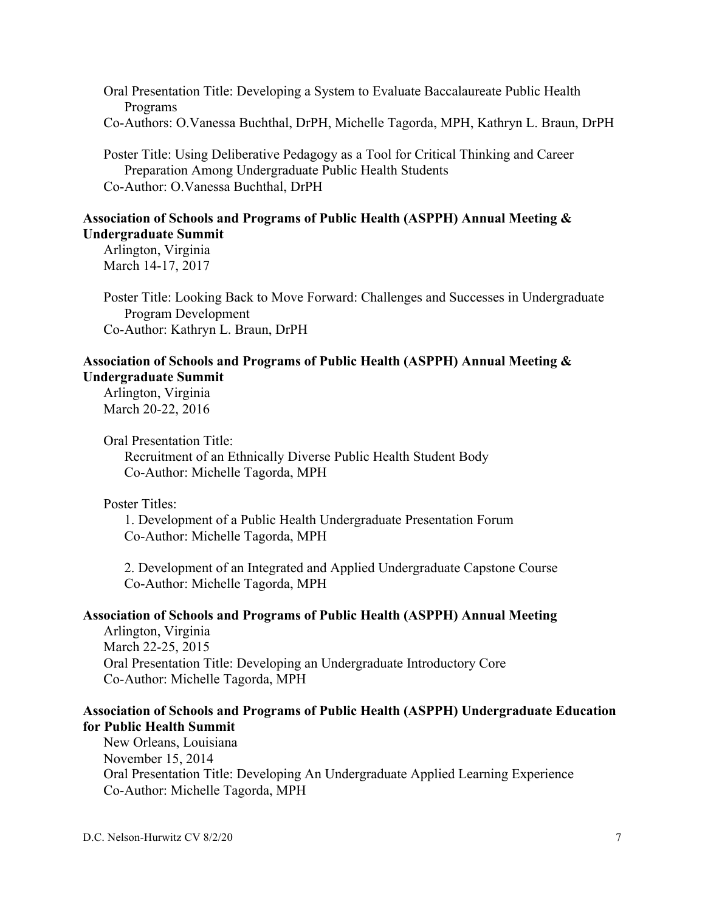Oral Presentation Title: Developing a System to Evaluate Baccalaureate Public Health Programs
Co-Authors: O.Vanessa Buchthal, DrPH, Michelle Tagorda, MPH, Kathryn L. Braun, DrPH

Poster Title: Using Deliberative Pedagogy as a Tool for Critical Thinking and Career Preparation Among Undergraduate Public Health Students
Co-Author: O.Vanessa Buchthal, DrPH

**Association of Schools and Programs of Public Health (ASPPH) Annual Meeting & Undergraduate Summit**
Arlington, Virginia
March 14-17, 2017

Poster Title: Looking Back to Move Forward: Challenges and Successes in Undergraduate Program Development
Co-Author: Kathryn L. Braun, DrPH

**Association of Schools and Programs of Public Health (ASPPH) Annual Meeting & Undergraduate Summit**
Arlington, Virginia
March 20-22, 2016

Oral Presentation Title:
Recruitment of an Ethnically Diverse Public Health Student Body
Co-Author: Michelle Tagorda, MPH

Poster Titles:

1. Development of a Public Health Undergraduate Presentation Forum
Co-Author: Michelle Tagorda, MPH

2. Development of an Integrated and Applied Undergraduate Capstone Course
Co-Author: Michelle Tagorda, MPH

**Association of Schools and Programs of Public Health (ASPPH) Annual Meeting**
Arlington, Virginia
March 22-25, 2015
Oral Presentation Title: Developing an Undergraduate Introductory Core
Co-Author: Michelle Tagorda, MPH

**Association of Schools and Programs of Public Health (ASPPH) Undergraduate Education for Public Health Summit**
New Orleans, Louisiana
November 15, 2014
Oral Presentation Title: Developing An Undergraduate Applied Learning Experience
Co-Author: Michelle Tagorda, MPH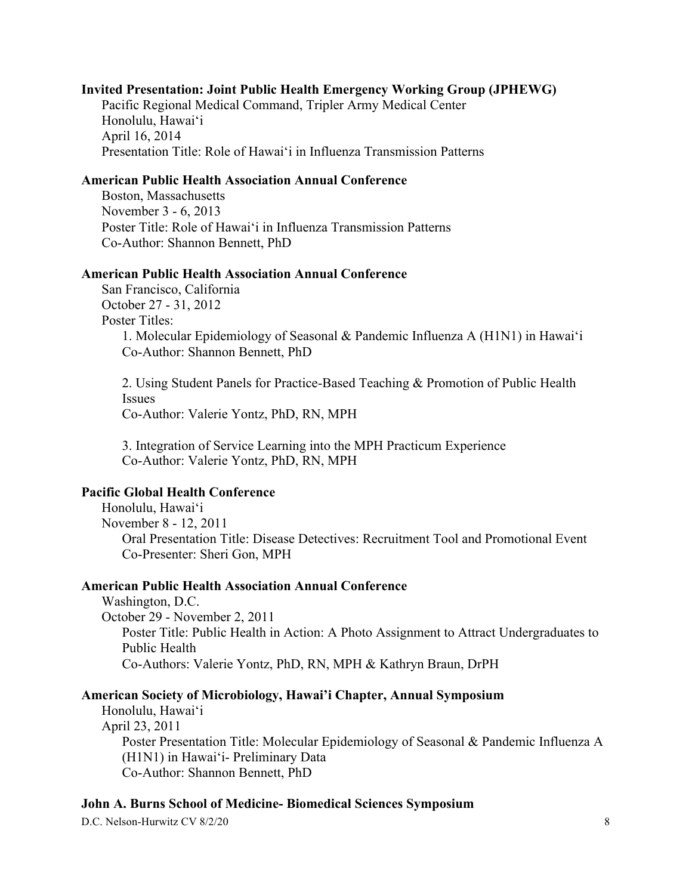**Invited Presentation: Joint Public Health Emergency Working Group (JPHEWG)**

Pacific Regional Medical Command, Tripler Army Medical Center
Honolulu, Hawaiʻi
April 16, 2014
Presentation Title: Role of Hawaiʻi in Influenza Transmission Patterns

**American Public Health Association Annual Conference**

Boston, Massachusetts
November 3 - 6, 2013
Poster Title: Role of Hawaiʻi in Influenza Transmission Patterns
Co-Author: Shannon Bennett, PhD

**American Public Health Association Annual Conference**

San Francisco, California
October 27 - 31, 2012
Poster Titles:

1. Molecular Epidemiology of Seasonal & Pandemic Influenza A (H1N1) in Hawaiʻi
   Co-Author: Shannon Bennett, PhD

2. Using Student Panels for Practice-Based Teaching & Promotion of Public Health Issues
   Co-Author: Valerie Yontz, PhD, RN, MPH

3. Integration of Service Learning into the MPH Practicum Experience
   Co-Author: Valerie Yontz, PhD, RN, MPH

**Pacific Global Health Conference**

Honolulu, Hawaiʻi
November 8 - 12, 2011
Oral Presentation Title: Disease Detectives: Recruitment Tool and Promotional Event
Co-Presenter: Sheri Gon, MPH

**American Public Health Association Annual Conference**

Washington, D.C.
October 29 - November 2, 2011
Poster Title: Public Health in Action: A Photo Assignment to Attract Undergraduates to Public Health
Co-Authors: Valerie Yontz, PhD, RN, MPH & Kathryn Braun, DrPH

**American Society of Microbiology, Hawai'i Chapter, Annual Symposium**

Honolulu, Hawaiʻi
April 23, 2011
Poster Presentation Title: Molecular Epidemiology of Seasonal & Pandemic Influenza A (H1N1) in Hawaiʻi- Preliminary Data
Co-Author: Shannon Bennett, PhD

**John A. Burns School of Medicine- Biomedical Sciences Symposium**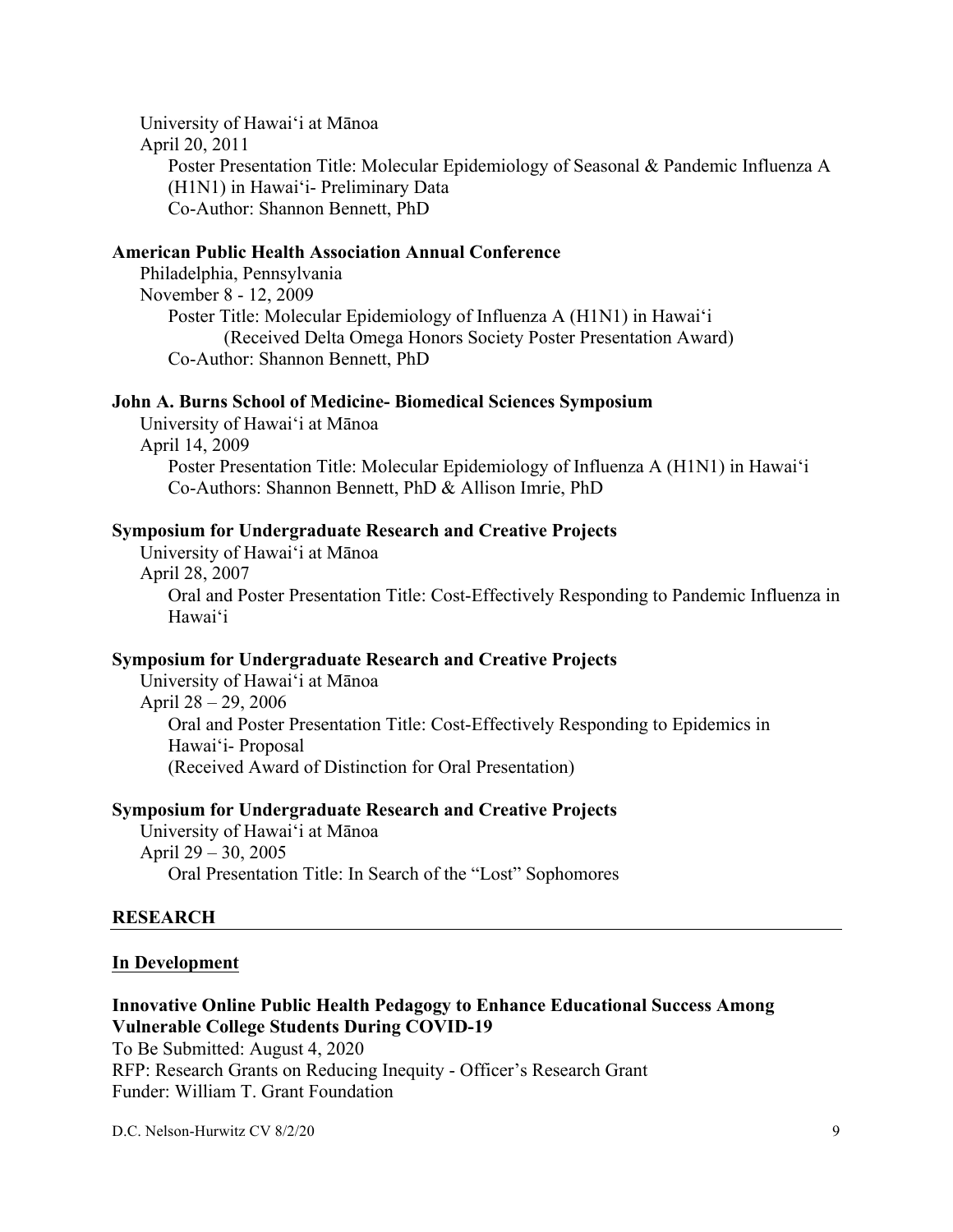University of Hawaiʻi at Mānoa
April 20, 2011
Poster Presentation Title: Molecular Epidemiology of Seasonal & Pandemic Influenza A (H1N1) in Hawaiʻi- Preliminary Data
Co-Author: Shannon Bennett, PhD

**American Public Health Association Annual Conference**
Philadelphia, Pennsylvania
November 8 - 12, 2009
Poster Title: Molecular Epidemiology of Influenza A (H1N1) in Hawaiʻi
(Received Delta Omega Honors Society Poster Presentation Award)
Co-Author: Shannon Bennett, PhD

**John A. Burns School of Medicine- Biomedical Sciences Symposium**
University of Hawaiʻi at Mānoa
April 14, 2009
Poster Presentation Title: Molecular Epidemiology of Influenza A (H1N1) in Hawaiʻi
Co-Authors: Shannon Bennett, PhD & Allison Imrie, PhD

**Symposium for Undergraduate Research and Creative Projects**
University of Hawaiʻi at Mānoa
April 28, 2007
Oral and Poster Presentation Title: Cost-Effectively Responding to Pandemic Influenza in Hawaiʻi

**Symposium for Undergraduate Research and Creative Projects**
University of Hawaiʻi at Mānoa
April 28 – 29, 2006
Oral and Poster Presentation Title: Cost-Effectively Responding to Epidemics in Hawaiʻi- Proposal
(Received Award of Distinction for Oral Presentation)

**Symposium for Undergraduate Research and Creative Projects**
University of Hawaiʻi at Mānoa
April 29 – 30, 2005
Oral Presentation Title: In Search of the "Lost" Sophomores

## RESEARCH

### In Development

**Innovative Online Public Health Pedagogy to Enhance Educational Success Among Vulnerable College Students During COVID-19**
To Be Submitted: August 4, 2020
RFP: Research Grants on Reducing Inequity - Officer's Research Grant
Funder: William T. Grant Foundation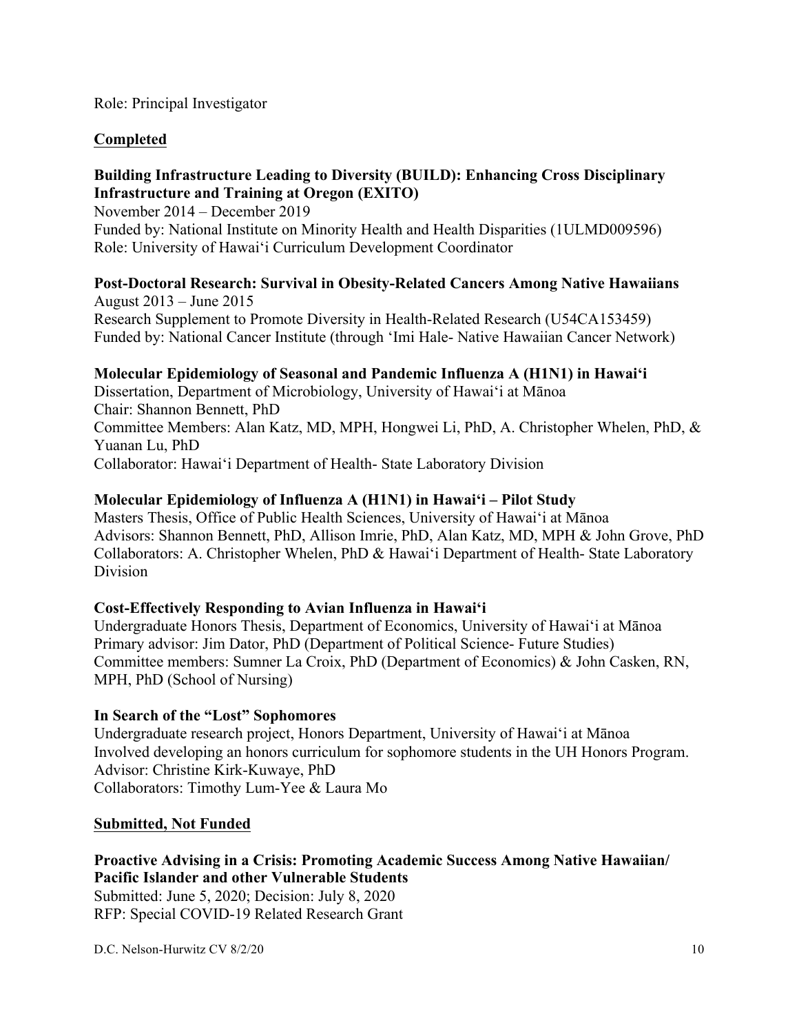Role: Principal Investigator

## Completed

**Building Infrastructure Leading to Diversity (BUILD): Enhancing Cross Disciplinary Infrastructure and Training at Oregon (EXITO)**
November 2014 – December 2019
Funded by: National Institute on Minority Health and Health Disparities (1ULMD009596)
Role: University of Hawaiʻi Curriculum Development Coordinator

**Post-Doctoral Research: Survival in Obesity-Related Cancers Among Native Hawaiians**
August 2013 – June 2015
Research Supplement to Promote Diversity in Health-Related Research (U54CA153459)
Funded by: National Cancer Institute (through ʻImi Hale- Native Hawaiian Cancer Network)

**Molecular Epidemiology of Seasonal and Pandemic Influenza A (H1N1) in Hawaiʻi**
Dissertation, Department of Microbiology, University of Hawaiʻi at Mānoa
Chair: Shannon Bennett, PhD
Committee Members: Alan Katz, MD, MPH, Hongwei Li, PhD, A. Christopher Whelen, PhD, & Yuanan Lu, PhD
Collaborator: Hawaiʻi Department of Health- State Laboratory Division

**Molecular Epidemiology of Influenza A (H1N1) in Hawaiʻi – Pilot Study**
Masters Thesis, Office of Public Health Sciences, University of Hawaiʻi at Mānoa
Advisors: Shannon Bennett, PhD, Allison Imrie, PhD, Alan Katz, MD, MPH & John Grove, PhD
Collaborators: A. Christopher Whelen, PhD & Hawaiʻi Department of Health- State Laboratory Division

**Cost-Effectively Responding to Avian Influenza in Hawaiʻi**
Undergraduate Honors Thesis, Department of Economics, University of Hawaiʻi at Mānoa
Primary advisor: Jim Dator, PhD (Department of Political Science- Future Studies)
Committee members: Sumner La Croix, PhD (Department of Economics) & John Casken, RN, MPH, PhD (School of Nursing)

**In Search of the "Lost" Sophomores**
Undergraduate research project, Honors Department, University of Hawaiʻi at Mānoa
Involved developing an honors curriculum for sophomore students in the UH Honors Program.
Advisor: Christine Kirk-Kuwaye, PhD
Collaborators: Timothy Lum-Yee & Laura Mo

## Submitted, Not Funded

**Proactive Advising in a Crisis: Promoting Academic Success Among Native Hawaiian/ Pacific Islander and other Vulnerable Students**
Submitted: June 5, 2020; Decision: July 8, 2020
RFP: Special COVID-19 Related Research Grant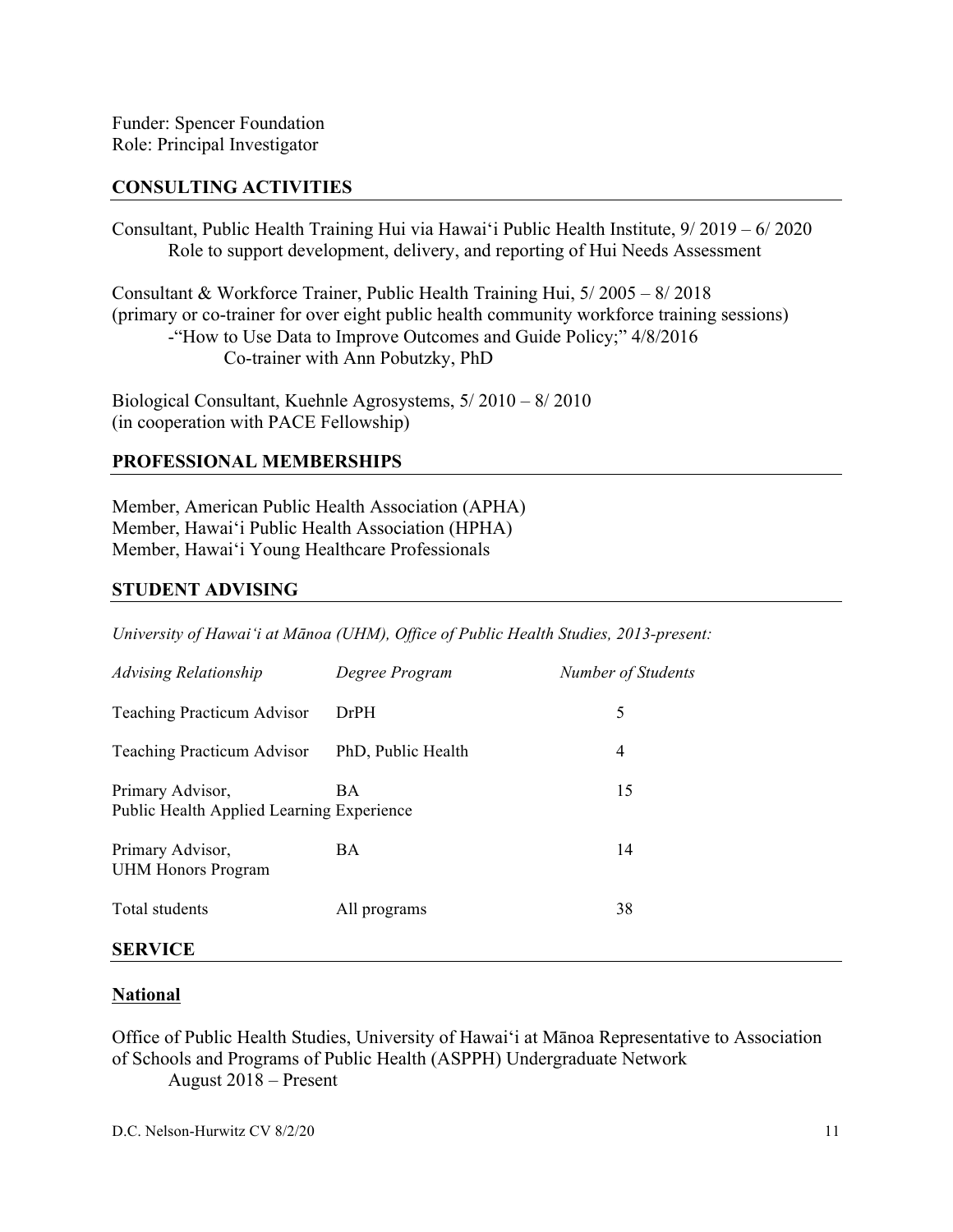Funder: Spencer Foundation
Role: Principal Investigator

## CONSULTING ACTIVITIES

Consultant, Public Health Training Hui via Hawaiʻi Public Health Institute, 9/ 2019 – 6/ 2020
Role to support development, delivery, and reporting of Hui Needs Assessment

Consultant & Workforce Trainer, Public Health Training Hui, 5/ 2005 – 8/ 2018
(primary or co-trainer for over eight public health community workforce training sessions)
-"How to Use Data to Improve Outcomes and Guide Policy;" 4/8/2016
Co-trainer with Ann Pobutzky, PhD

Biological Consultant, Kuehnle Agrosystems, 5/ 2010 – 8/ 2010
(in cooperation with PACE Fellowship)

## PROFESSIONAL MEMBERSHIPS

Member, American Public Health Association (APHA)
Member, Hawaiʻi Public Health Association (HPHA)
Member, Hawaiʻi Young Healthcare Professionals

## STUDENT ADVISING

*University of Hawaiʻi at Mānoa (UHM), Office of Public Health Studies, 2013-present:*

| *Advising Relationship* | *Degree Program* | *Number of Students* |
|---|---|---|
| Teaching Practicum Advisor | DrPH | 5 |
| Teaching Practicum Advisor | PhD, Public Health | 4 |
| Primary Advisor, Public Health Applied Learning Experience | BA | 15 |
| Primary Advisor, UHM Honors Program | BA | 14 |
| Total students | All programs | 38 |

## SERVICE

### National

Office of Public Health Studies, University of Hawaiʻi at Mānoa Representative to Association of Schools and Programs of Public Health (ASPPH) Undergraduate Network
August 2018 – Present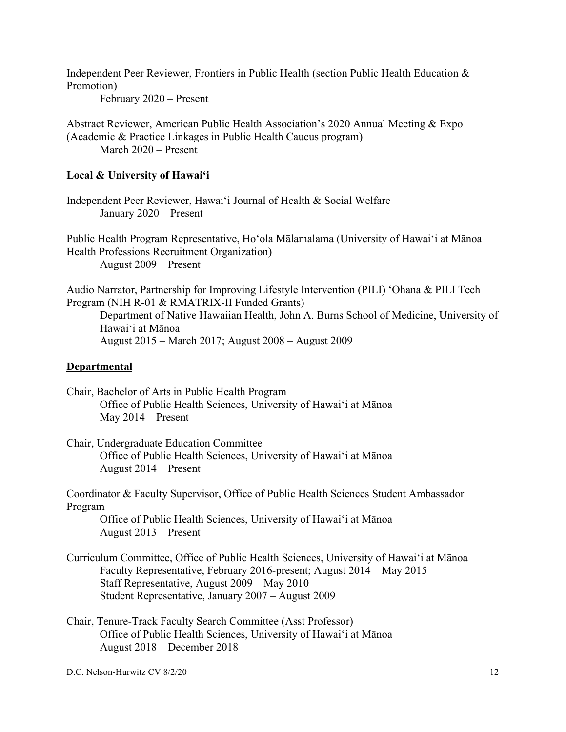Independent Peer Reviewer, Frontiers in Public Health (section Public Health Education & Promotion)
February 2020 – Present

Abstract Reviewer, American Public Health Association's 2020 Annual Meeting & Expo (Academic & Practice Linkages in Public Health Caucus program)
March 2020 – Present

**Local & University of Hawaiʻi**

Independent Peer Reviewer, Hawaiʻi Journal of Health & Social Welfare
January 2020 – Present

Public Health Program Representative, Hoʻola Mālamalama (University of Hawaiʻi at Mānoa Health Professions Recruitment Organization)
August 2009 – Present

Audio Narrator, Partnership for Improving Lifestyle Intervention (PILI) ʻOhana & PILI Tech Program (NIH R-01 & RMATRIX-II Funded Grants)
Department of Native Hawaiian Health, John A. Burns School of Medicine, University of Hawaiʻi at Mānoa
August 2015 – March 2017; August 2008 – August 2009

**Departmental**

Chair, Bachelor of Arts in Public Health Program
Office of Public Health Sciences, University of Hawaiʻi at Mānoa
May 2014 – Present

Chair, Undergraduate Education Committee
Office of Public Health Sciences, University of Hawaiʻi at Mānoa
August 2014 – Present

Coordinator & Faculty Supervisor, Office of Public Health Sciences Student Ambassador Program
Office of Public Health Sciences, University of Hawaiʻi at Mānoa
August 2013 – Present

Curriculum Committee, Office of Public Health Sciences, University of Hawaiʻi at Mānoa
Faculty Representative, February 2016-present; August 2014 – May 2015
Staff Representative, August 2009 – May 2010
Student Representative, January 2007 – August 2009

Chair, Tenure-Track Faculty Search Committee (Asst Professor)
Office of Public Health Sciences, University of Hawaiʻi at Mānoa
August 2018 – December 2018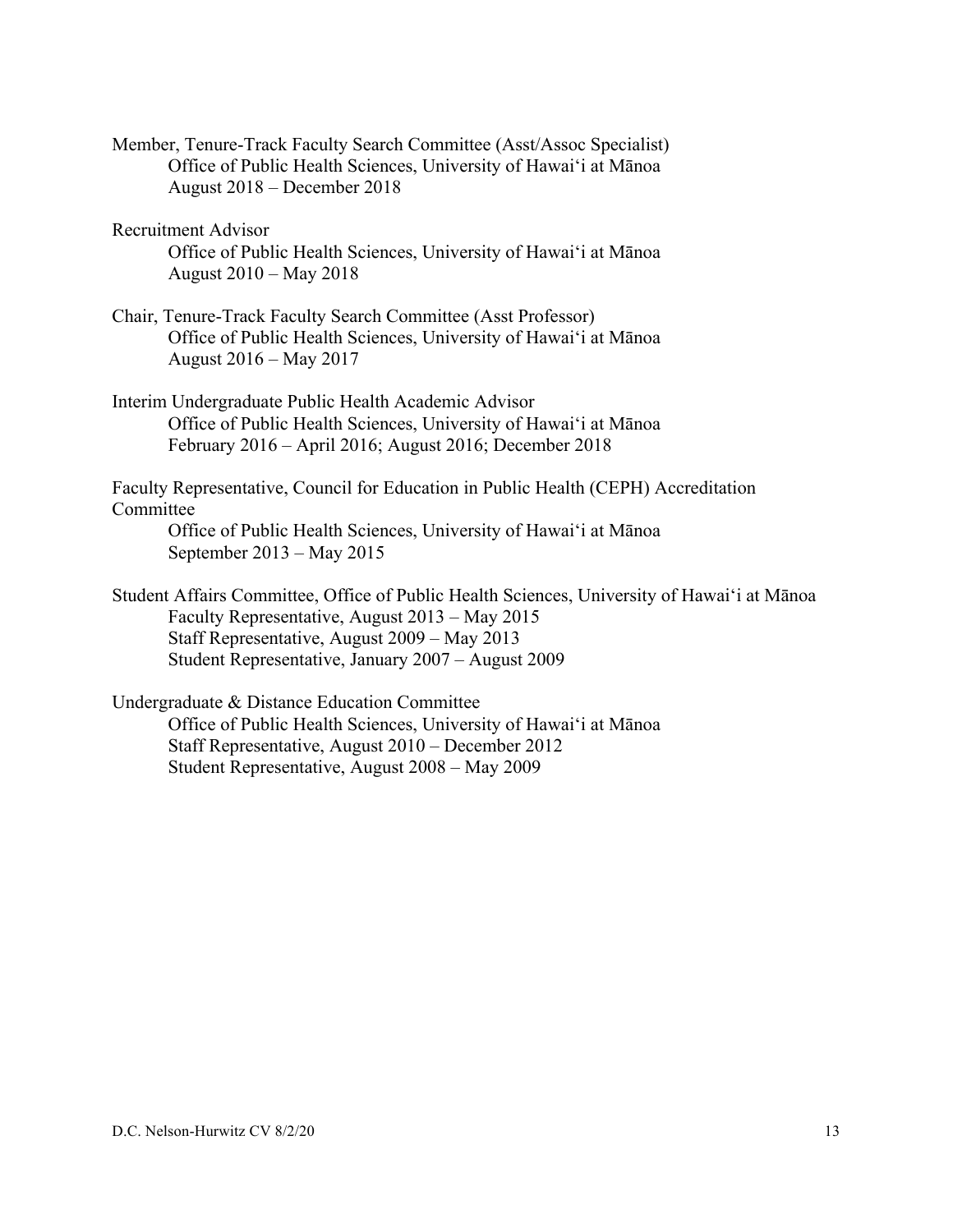Member, Tenure-Track Faculty Search Committee (Asst/Assoc Specialist)
Office of Public Health Sciences, University of Hawaiʻi at Mānoa
August 2018 – December 2018

Recruitment Advisor
Office of Public Health Sciences, University of Hawaiʻi at Mānoa
August 2010 – May 2018

Chair, Tenure-Track Faculty Search Committee (Asst Professor)
Office of Public Health Sciences, University of Hawaiʻi at Mānoa
August 2016 – May 2017

Interim Undergraduate Public Health Academic Advisor
Office of Public Health Sciences, University of Hawaiʻi at Mānoa
February 2016 – April 2016; August 2016; December 2018

Faculty Representative, Council for Education in Public Health (CEPH) Accreditation Committee
Office of Public Health Sciences, University of Hawaiʻi at Mānoa
September 2013 – May 2015

Student Affairs Committee, Office of Public Health Sciences, University of Hawaiʻi at Mānoa
Faculty Representative, August 2013 – May 2015
Staff Representative, August 2009 – May 2013
Student Representative, January 2007 – August 2009

Undergraduate & Distance Education Committee
Office of Public Health Sciences, University of Hawaiʻi at Mānoa
Staff Representative, August 2010 – December 2012
Student Representative, August 2008 – May 2009